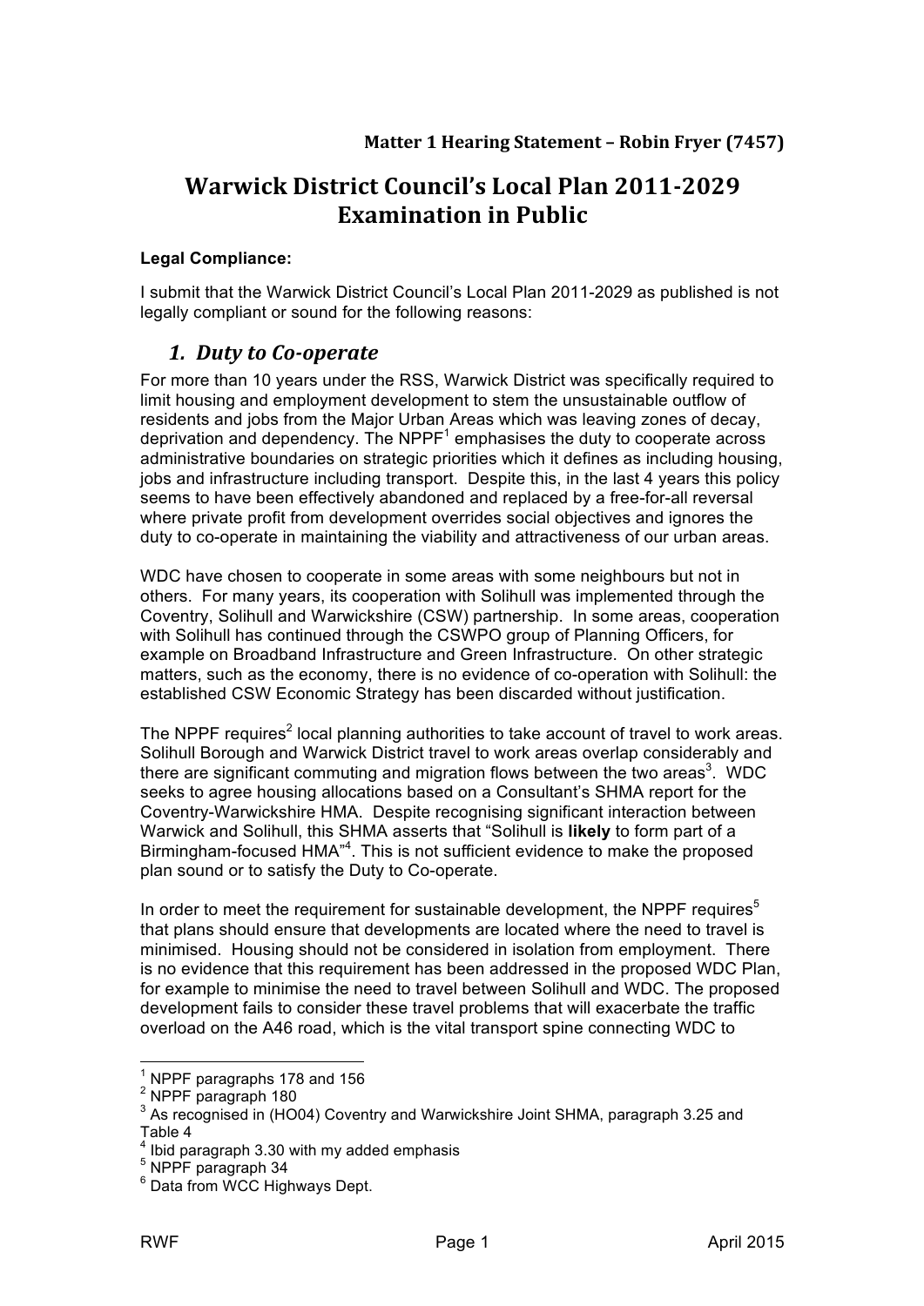**Matter 1 Hearing Statement – Robin Fryer (7457)**

# Warwick District Council's Local Plan 2011-2029 Examination in Public

**Legal Compliance:**

I submit that the Warwick District Council's Local Plan 2011-2029 as published is not legally compliant or sound for the following reasons:

## *1. Duty to Co-operate*

For more than 10 years under the RSS, Warwick District was specifically required to limit housing and employment development to stem the unsustainable outflow of residents and jobs from the Major Urban Areas which was leaving zones of decay, deprivation and dependency. The NPPF[1] emphasises the duty to cooperate across administrative boundaries on strategic priorities which it defines as including housing, jobs and infrastructure including transport. Despite this, in the last 4 years this policy seems to have been effectively abandoned and replaced by a free-for-all reversal where private profit from development overrides social objectives and ignores the duty to co-operate in maintaining the viability and attractiveness of our urban areas.

WDC have chosen to cooperate in some areas with some neighbours but not in others. For many years, its cooperation with Solihull was implemented through the Coventry, Solihull and Warwickshire (CSW) partnership. In some areas, cooperation with Solihull has continued through the CSWPO group of Planning Officers, for example on Broadband Infrastructure and Green Infrastructure. On other strategic matters, such as the economy, there is no evidence of co-operation with Solihull: the established CSW Economic Strategy has been discarded without justification.

The NPPF requires[2] local planning authorities to take account of travel to work areas. Solihull Borough and Warwick District travel to work areas overlap considerably and there are significant commuting and migration flows between the two areas[3]. WDC seeks to agree housing allocations based on a Consultant's SHMA report for the Coventry-Warwickshire HMA. Despite recognising significant interaction between Warwick and Solihull, this SHMA asserts that "Solihull is **likely** to form part of a Birmingham-focused HMA"[4]. This is not sufficient evidence to make the proposed plan sound or to satisfy the Duty to Co-operate.

In order to meet the requirement for sustainable development, the NPPF requires[5] that plans should ensure that developments are located where the need to travel is minimised. Housing should not be considered in isolation from employment. There is no evidence that this requirement has been addressed in the proposed WDC Plan, for example to minimise the need to travel between Solihull and WDC. The proposed development fails to consider these travel problems that will exacerbate the traffic overload on the A46 road, which is the vital transport spine connecting WDC to

---

[1] NPPF paragraphs 178 and 156

[2] NPPF paragraph 180

[3] As recognised in (HO04) Coventry and Warwickshire Joint SHMA, paragraph 3.25 and Table 4

[4] Ibid paragraph 3.30 with my added emphasis

[5] NPPF paragraph 34

[6] Data from WCC Highways Dept.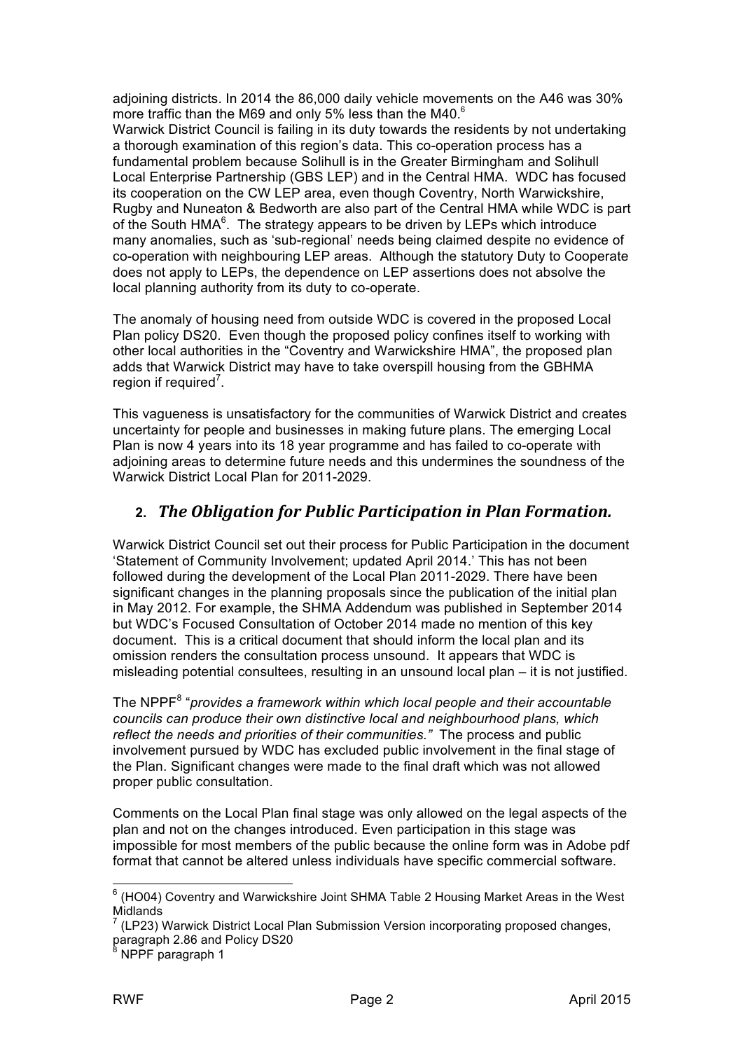adjoining districts. In 2014 the 86,000 daily vehicle movements on the A46 was 30% more traffic than the M69 and only 5% less than the M40.[6]

Warwick District Council is failing in its duty towards the residents by not undertaking a thorough examination of this region's data. This co-operation process has a fundamental problem because Solihull is in the Greater Birmingham and Solihull Local Enterprise Partnership (GBS LEP) and in the Central HMA. WDC has focused its cooperation on the CW LEP area, even though Coventry, North Warwickshire, Rugby and Nuneaton & Bedworth are also part of the Central HMA while WDC is part of the South HMA[6]. The strategy appears to be driven by LEPs which introduce many anomalies, such as 'sub-regional' needs being claimed despite no evidence of co-operation with neighbouring LEP areas. Although the statutory Duty to Cooperate does not apply to LEPs, the dependence on LEP assertions does not absolve the local planning authority from its duty to co-operate.

The anomaly of housing need from outside WDC is covered in the proposed Local Plan policy DS20. Even though the proposed policy confines itself to working with other local authorities in the "Coventry and Warwickshire HMA", the proposed plan adds that Warwick District may have to take overspill housing from the GBHMA region if required[7].

This vagueness is unsatisfactory for the communities of Warwick District and creates uncertainty for people and businesses in making future plans. The emerging Local Plan is now 4 years into its 18 year programme and has failed to co-operate with adjoining areas to determine future needs and this undermines the soundness of the Warwick District Local Plan for 2011-2029.

## 2. *The Obligation for Public Participation in Plan Formation.*

Warwick District Council set out their process for Public Participation in the document 'Statement of Community Involvement; updated April 2014.' This has not been followed during the development of the Local Plan 2011-2029. There have been significant changes in the planning proposals since the publication of the initial plan in May 2012. For example, the SHMA Addendum was published in September 2014 but WDC's Focused Consultation of October 2014 made no mention of this key document. This is a critical document that should inform the local plan and its omission renders the consultation process unsound. It appears that WDC is misleading potential consultees, resulting in an unsound local plan – it is not justified.

The NPPF[8] "*provides a framework within which local people and their accountable councils can produce their own distinctive local and neighbourhood plans, which reflect the needs and priorities of their communities."* The process and public involvement pursued by WDC has excluded public involvement in the final stage of the Plan. Significant changes were made to the final draft which was not allowed proper public consultation.

Comments on the Local Plan final stage was only allowed on the legal aspects of the plan and not on the changes introduced. Even participation in this stage was impossible for most members of the public because the online form was in Adobe pdf format that cannot be altered unless individuals have specific commercial software.

---

[6] (HO04) Coventry and Warwickshire Joint SHMA Table 2 Housing Market Areas in the West Midlands

[7] (LP23) Warwick District Local Plan Submission Version incorporating proposed changes, paragraph 2.86 and Policy DS20

[8] NPPF paragraph 1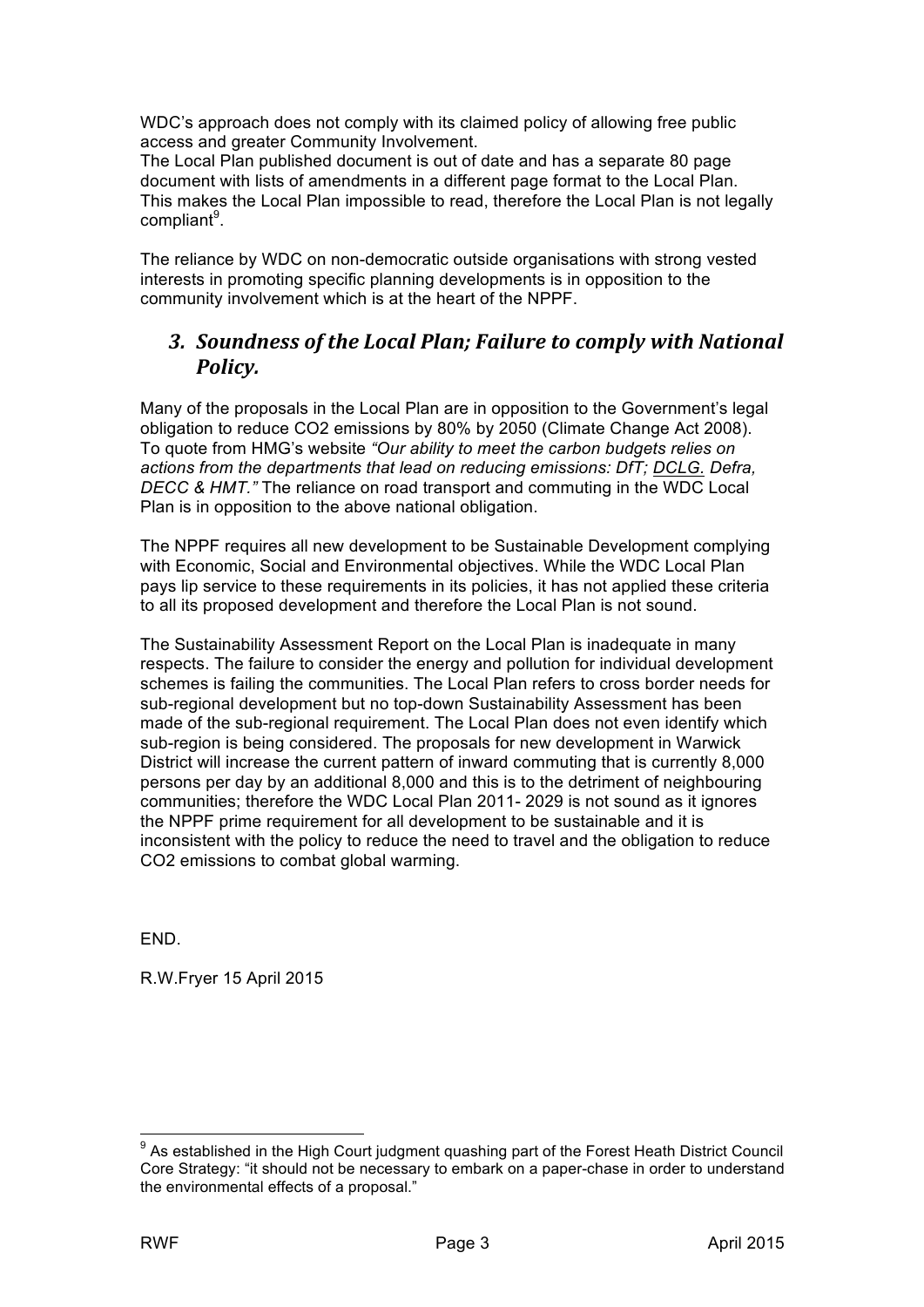WDC's approach does not comply with its claimed policy of allowing free public access and greater Community Involvement.
The Local Plan published document is out of date and has a separate 80 page document with lists of amendments in a different page format to the Local Plan. This makes the Local Plan impossible to read, therefore the Local Plan is not legally compliant[9].

The reliance by WDC on non-democratic outside organisations with strong vested interests in promoting specific planning developments is in opposition to the community involvement which is at the heart of the NPPF.

## 3. *Soundness of the Local Plan; Failure to comply with National Policy.*

Many of the proposals in the Local Plan are in opposition to the Government's legal obligation to reduce $CO_2$ emissions by 80% by 2050 (Climate Change Act 2008). To quote from HMG's website *"Our ability to meet the carbon budgets relies on actions from the departments that lead on reducing emissions: DfT; DCLG. Defra, DECC & HMT."* The reliance on road transport and commuting in the WDC Local Plan is in opposition to the above national obligation.

The NPPF requires all new development to be Sustainable Development complying with Economic, Social and Environmental objectives. While the WDC Local Plan pays lip service to these requirements in its policies, it has not applied these criteria to all its proposed development and therefore the Local Plan is not sound.

The Sustainability Assessment Report on the Local Plan is inadequate in many respects. The failure to consider the energy and pollution for individual development schemes is failing the communities. The Local Plan refers to cross border needs for sub-regional development but no top-down Sustainability Assessment has been made of the sub-regional requirement. The Local Plan does not even identify which sub-region is being considered. The proposals for new development in Warwick District will increase the current pattern of inward commuting that is currently 8,000 persons per day by an additional 8,000 and this is to the detriment of neighbouring communities; therefore the WDC Local Plan 2011- 2029 is not sound as it ignores the NPPF prime requirement for all development to be sustainable and it is inconsistent with the policy to reduce the need to travel and the obligation to reduce $CO_2$ emissions to combat global warming.

END.

R.W.Fryer 15 April 2015

---

[9] As established in the High Court judgment quashing part of the Forest Heath District Council Core Strategy: "it should not be necessary to embark on a paper-chase in order to understand the environmental effects of a proposal."